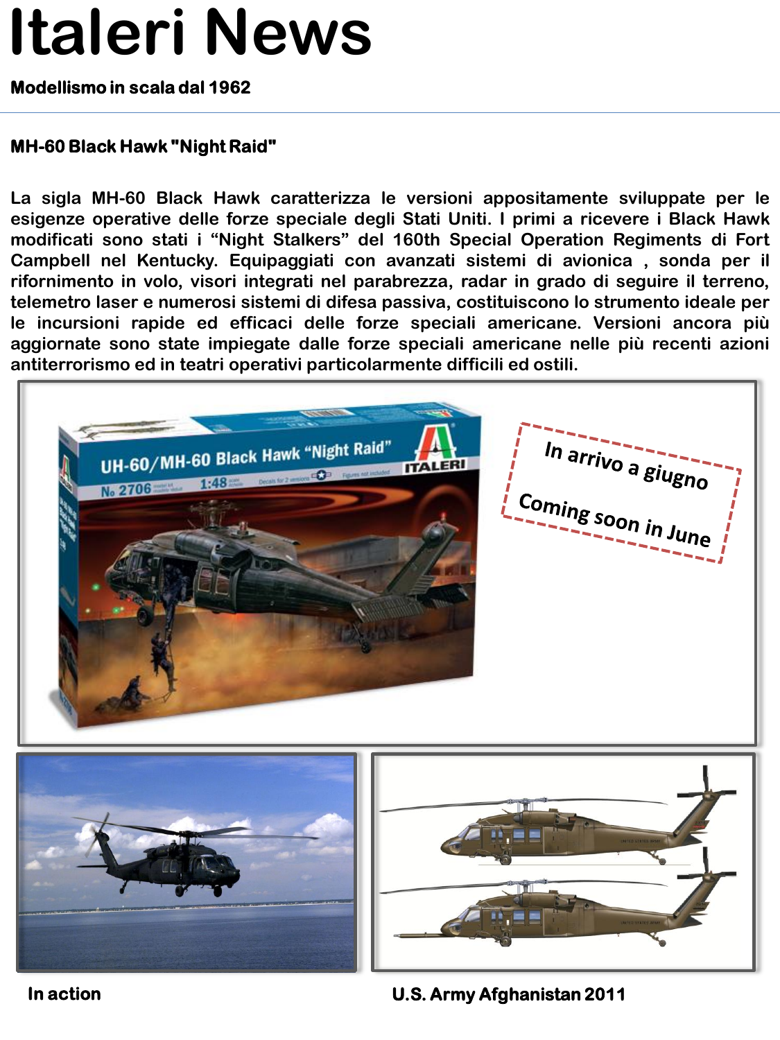# Italeri News

**Modellismo in scala dal 1962**

---

## MH-60 Black Hawk "Night Raid"

La sigla MH-60 Black Hawk caratterizza le versioni appositamente sviluppate per le esigenze operative delle forze speciale degli Stati Uniti. I primi a ricevere i Black Hawk modificati sono stati i "Night Stalkers" del 160th Special Operation Regiments di Fort Campbell nel Kentucky. Equipaggiati con avanzati sistemi di avionica , sonda per il rifornimento in volo, visori integrati nel parabrezza, radar in grado di seguire il terreno, telemetro laser e numerosi sistemi di difesa passiva, costituiscono lo strumento ideale per le incursioni rapide ed efficaci delle forze speciali americane. Versioni ancora più aggiornate sono state impiegate dalle forze speciali americane nelle più recenti azioni antiterrorismo ed in teatri operativi particolarmente difficili ed ostili.

In arrivo a giugno

Coming soon in June

In action

U.S. Army Afghanistan 2011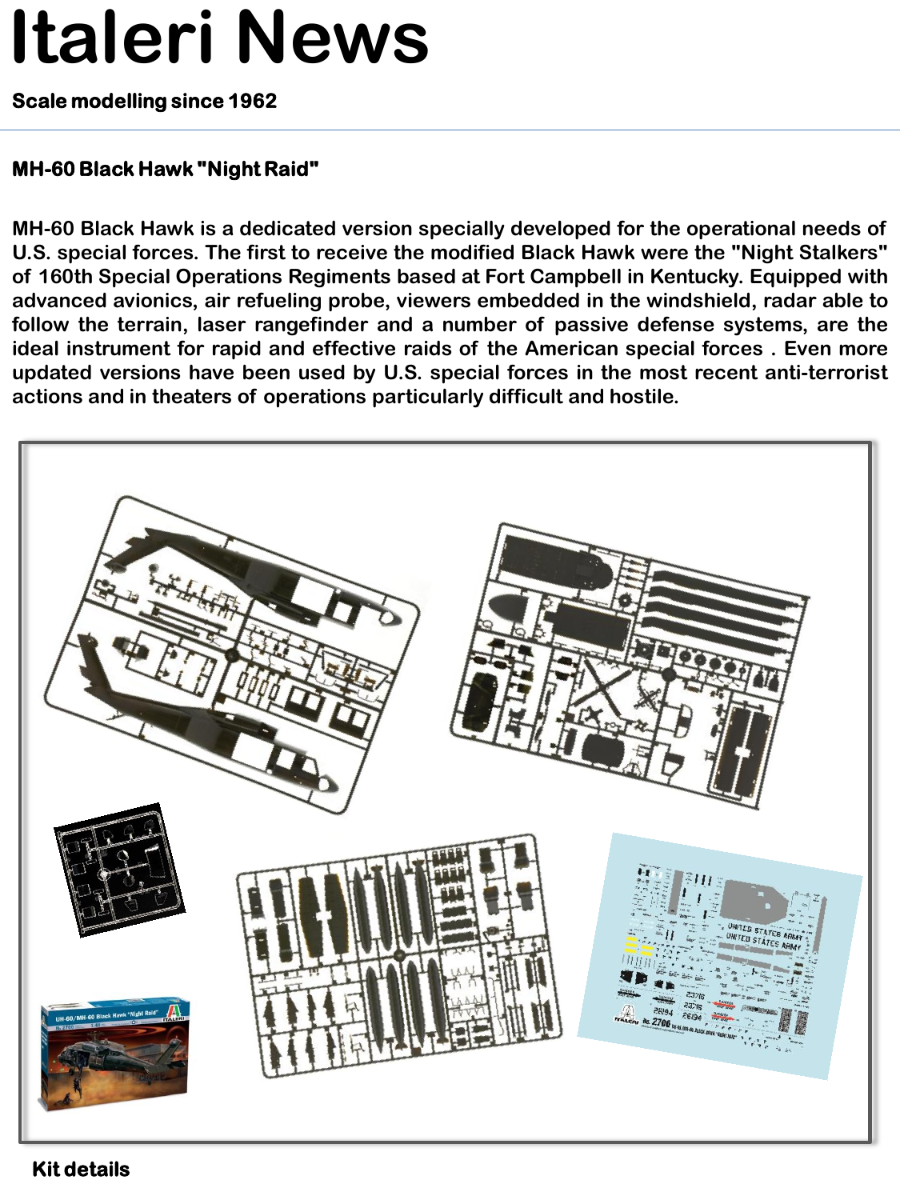# Italeri News

**Scale modelling since 1962**

### MH-60 Black Hawk "Night Raid"

**MH-60 Black Hawk is a dedicated version specially developed for the operational needs of U.S. special forces. The first to receive the modified Black Hawk were the "Night Stalkers" of 160th Special Operations Regiments based at Fort Campbell in Kentucky. Equipped with advanced avionics, air refueling probe, viewers embedded in the windshield, radar able to follow the terrain, laser rangefinder and a number of passive defense systems, are the ideal instrument for rapid and effective raids of the American special forces . Even more updated versions have been used by U.S. special forces in the most recent anti-terrorist actions and in theaters of operations particularly difficult and hostile.**

**Kit details**